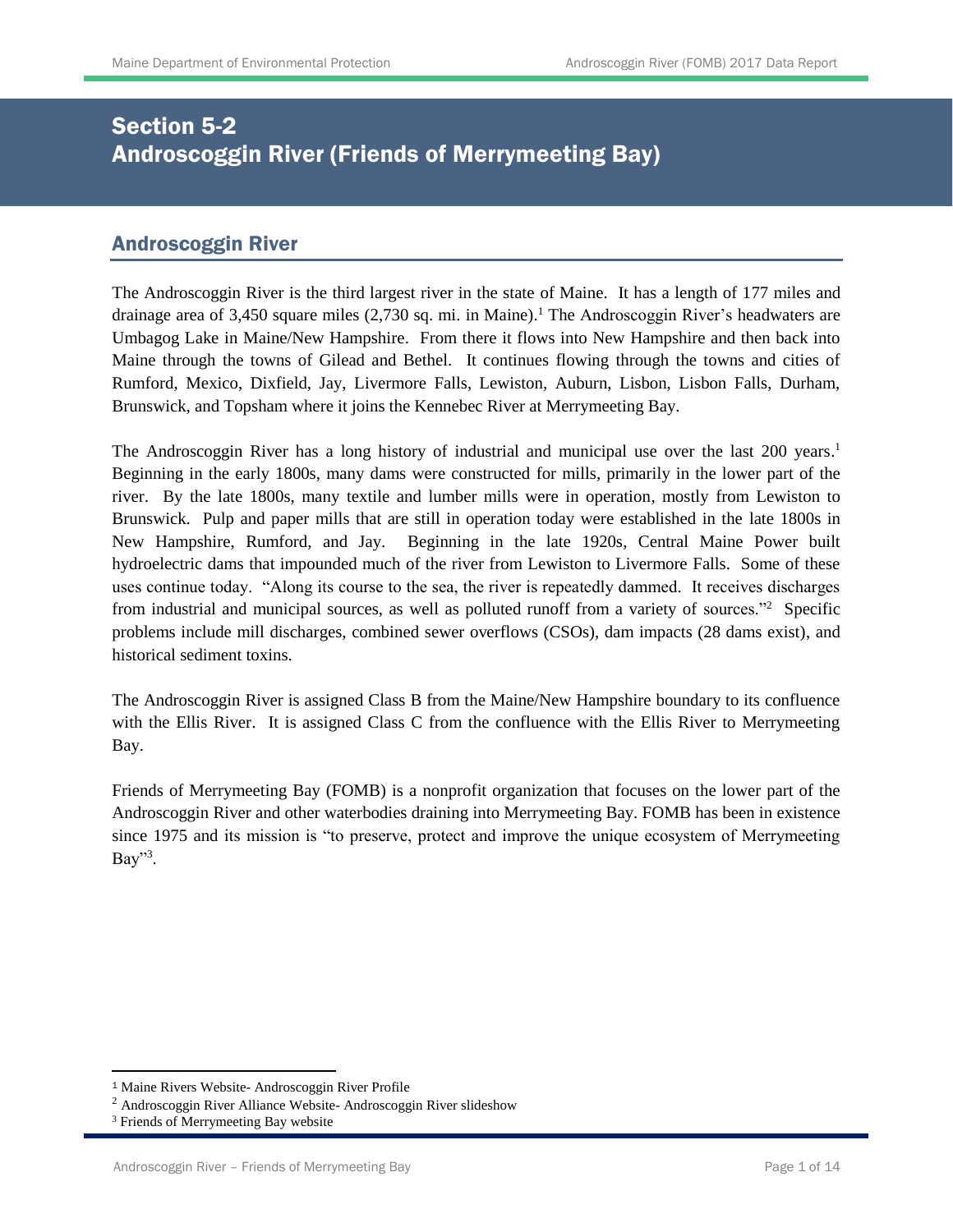# Section 5-2
# Androscoggin River (Friends of Merrymeeting Bay)

## Androscoggin River

The Androscoggin River is the third largest river in the state of Maine. It has a length of 177 miles and drainage area of 3,450 square miles (2,730 sq. mi. in Maine).[1] The Androscoggin River's headwaters are Umbagog Lake in Maine/New Hampshire. From there it flows into New Hampshire and then back into Maine through the towns of Gilead and Bethel. It continues flowing through the towns and cities of Rumford, Mexico, Dixfield, Jay, Livermore Falls, Lewiston, Auburn, Lisbon, Lisbon Falls, Durham, Brunswick, and Topsham where it joins the Kennebec River at Merrymeeting Bay.

The Androscoggin River has a long history of industrial and municipal use over the last 200 years.[1] Beginning in the early 1800s, many dams were constructed for mills, primarily in the lower part of the river. By the late 1800s, many textile and lumber mills were in operation, mostly from Lewiston to Brunswick. Pulp and paper mills that are still in operation today were established in the late 1800s in New Hampshire, Rumford, and Jay. Beginning in the late 1920s, Central Maine Power built hydroelectric dams that impounded much of the river from Lewiston to Livermore Falls. Some of these uses continue today. "Along its course to the sea, the river is repeatedly dammed. It receives discharges from industrial and municipal sources, as well as polluted runoff from a variety of sources."[2] Specific problems include mill discharges, combined sewer overflows (CSOs), dam impacts (28 dams exist), and historical sediment toxins.

The Androscoggin River is assigned Class B from the Maine/New Hampshire boundary to its confluence with the Ellis River. It is assigned Class C from the confluence with the Ellis River to Merrymeeting Bay.

Friends of Merrymeeting Bay (FOMB) is a nonprofit organization that focuses on the lower part of the Androscoggin River and other waterbodies draining into Merrymeeting Bay. FOMB has been in existence since 1975 and its mission is "to preserve, protect and improve the unique ecosystem of Merrymeeting Bay"[3].

---

[1] Maine Rivers Website- Androscoggin River Profile

[2] Androscoggin River Alliance Website- Androscoggin River slideshow

[3] Friends of Merrymeeting Bay website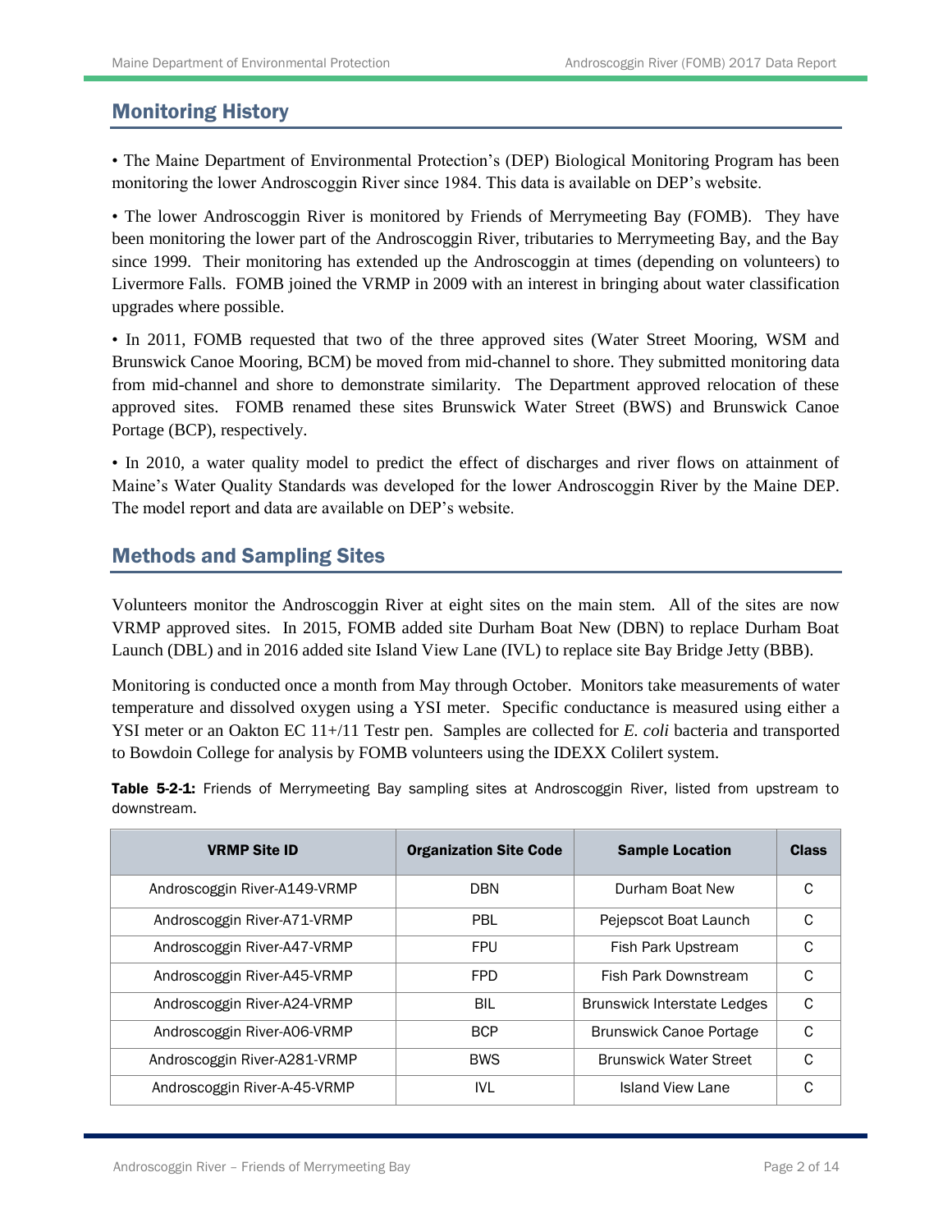## Monitoring History

• The Maine Department of Environmental Protection's (DEP) Biological Monitoring Program has been monitoring the lower Androscoggin River since 1984. This data is available on DEP's website.

• The lower Androscoggin River is monitored by Friends of Merrymeeting Bay (FOMB). They have been monitoring the lower part of the Androscoggin River, tributaries to Merrymeeting Bay, and the Bay since 1999. Their monitoring has extended up the Androscoggin at times (depending on volunteers) to Livermore Falls. FOMB joined the VRMP in 2009 with an interest in bringing about water classification upgrades where possible.

• In 2011, FOMB requested that two of the three approved sites (Water Street Mooring, WSM and Brunswick Canoe Mooring, BCM) be moved from mid-channel to shore. They submitted monitoring data from mid-channel and shore to demonstrate similarity. The Department approved relocation of these approved sites. FOMB renamed these sites Brunswick Water Street (BWS) and Brunswick Canoe Portage (BCP), respectively.

• In 2010, a water quality model to predict the effect of discharges and river flows on attainment of Maine's Water Quality Standards was developed for the lower Androscoggin River by the Maine DEP. The model report and data are available on DEP's website.

## Methods and Sampling Sites

Volunteers monitor the Androscoggin River at eight sites on the main stem. All of the sites are now VRMP approved sites. In 2015, FOMB added site Durham Boat New (DBN) to replace Durham Boat Launch (DBL) and in 2016 added site Island View Lane (IVL) to replace site Bay Bridge Jetty (BBB).

Monitoring is conducted once a month from May through October. Monitors take measurements of water temperature and dissolved oxygen using a YSI meter. Specific conductance is measured using either a YSI meter or an Oakton EC 11+/11 Testr pen. Samples are collected for *E. coli* bacteria and transported to Bowdoin College for analysis by FOMB volunteers using the IDEXX Colilert system.

**Table 5-2-1:** Friends of Merrymeeting Bay sampling sites at Androscoggin River, listed from upstream to downstream.

| VRMP Site ID | Organization Site Code | Sample Location | Class |
|---|---|---|---|
| Androscoggin River-A149-VRMP | DBN | Durham Boat New | C |
| Androscoggin River-A71-VRMP | PBL | Pejepscot Boat Launch | C |
| Androscoggin River-A47-VRMP | FPU | Fish Park Upstream | C |
| Androscoggin River-A45-VRMP | FPD | Fish Park Downstream | C |
| Androscoggin River-A24-VRMP | BIL | Brunswick Interstate Ledges | C |
| Androscoggin River-A06-VRMP | BCP | Brunswick Canoe Portage | C |
| Androscoggin River-A281-VRMP | BWS | Brunswick Water Street | C |
| Androscoggin River-A-45-VRMP | IVL | Island View Lane | C |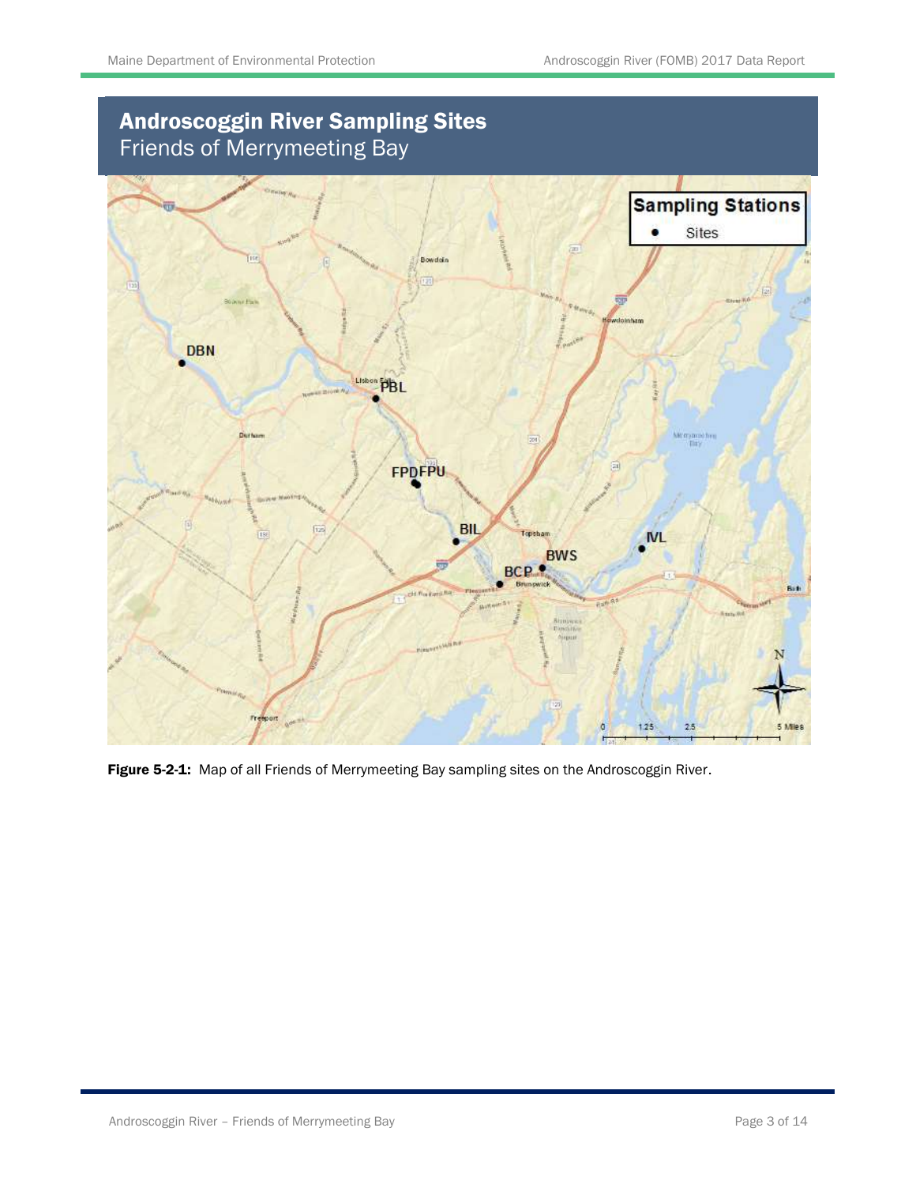## Androscoggin River Sampling Sites
Friends of Merrymeeting Bay

**Figure 5-2-1:** Map of all Friends of Merrymeeting Bay sampling sites on the Androscoggin River.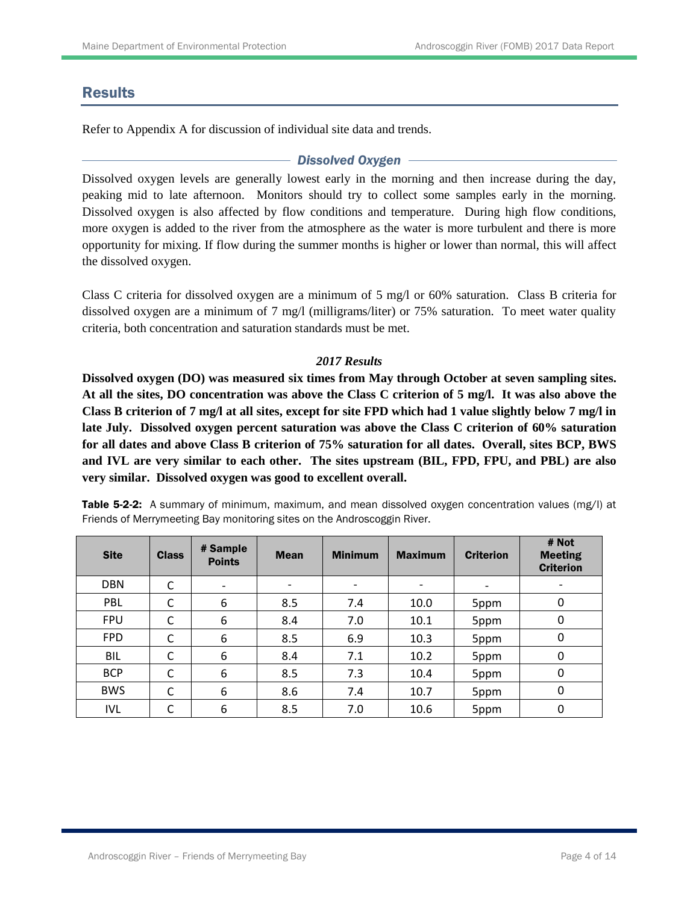## Results

Refer to Appendix A for discussion of individual site data and trends.

### *Dissolved Oxygen*

Dissolved oxygen levels are generally lowest early in the morning and then increase during the day, peaking mid to late afternoon. Monitors should try to collect some samples early in the morning. Dissolved oxygen is also affected by flow conditions and temperature. During high flow conditions, more oxygen is added to the river from the atmosphere as the water is more turbulent and there is more opportunity for mixing. If flow during the summer months is higher or lower than normal, this will affect the dissolved oxygen.

Class C criteria for dissolved oxygen are a minimum of 5 mg/l or 60% saturation. Class B criteria for dissolved oxygen are a minimum of 7 mg/l (milligrams/liter) or 75% saturation. To meet water quality criteria, both concentration and saturation standards must be met.

#### *2017 Results*

**Dissolved oxygen (DO) was measured six times from May through October at seven sampling sites. At all the sites, DO concentration was above the Class C criterion of 5 mg/l. It was also above the Class B criterion of 7 mg/l at all sites, except for site FPD which had 1 value slightly below 7 mg/l in late July. Dissolved oxygen percent saturation was above the Class C criterion of 60% saturation for all dates and above Class B criterion of 75% saturation for all dates. Overall, sites BCP, BWS and IVL are very similar to each other. The sites upstream (BIL, FPD, FPU, and PBL) are also very similar. Dissolved oxygen was good to excellent overall.**

**Table 5-2-2:** A summary of minimum, maximum, and mean dissolved oxygen concentration values (mg/l) at Friends of Merrymeeting Bay monitoring sites on the Androscoggin River.

| Site | Class | # Sample Points | Mean | Minimum | Maximum | Criterion | # Not Meeting Criterion |
|---|---|---|---|---|---|---|---|
| DBN | C | - | - | - | - | - | - |
| PBL | C | 6 | 8.5 | 7.4 | 10.0 | 5ppm | 0 |
| FPU | C | 6 | 8.4 | 7.0 | 10.1 | 5ppm | 0 |
| FPD | C | 6 | 8.5 | 6.9 | 10.3 | 5ppm | 0 |
| BIL | C | 6 | 8.4 | 7.1 | 10.2 | 5ppm | 0 |
| BCP | C | 6 | 8.5 | 7.3 | 10.4 | 5ppm | 0 |
| BWS | C | 6 | 8.6 | 7.4 | 10.7 | 5ppm | 0 |
| IVL | C | 6 | 8.5 | 7.0 | 10.6 | 5ppm | 0 |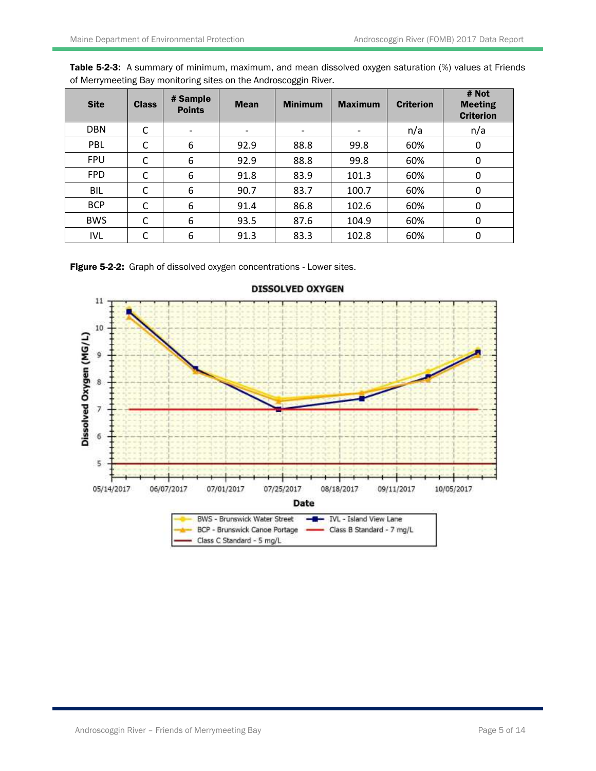**Table 5-2-3:** A summary of minimum, maximum, and mean dissolved oxygen saturation (%) values at Friends of Merrymeeting Bay monitoring sites on the Androscoggin River.

| Site | Class | # Sample Points | Mean | Minimum | Maximum | Criterion | # Not Meeting Criterion |
|---|---|---|---|---|---|---|---|
| DBN | C | - | - | - | - | n/a | n/a |
| PBL | C | 6 | 92.9 | 88.8 | 99.8 | 60% | 0 |
| FPU | C | 6 | 92.9 | 88.8 | 99.8 | 60% | 0 |
| FPD | C | 6 | 91.8 | 83.9 | 101.3 | 60% | 0 |
| BIL | C | 6 | 90.7 | 83.7 | 100.7 | 60% | 0 |
| BCP | C | 6 | 91.4 | 86.8 | 102.6 | 60% | 0 |
| BWS | C | 6 | 93.5 | 87.6 | 104.9 | 60% | 0 |
| IVL | C | 6 | 91.3 | 83.3 | 102.8 | 60% | 0 |

**Figure 5-2-2:** Graph of dissolved oxygen concentrations - Lower sites.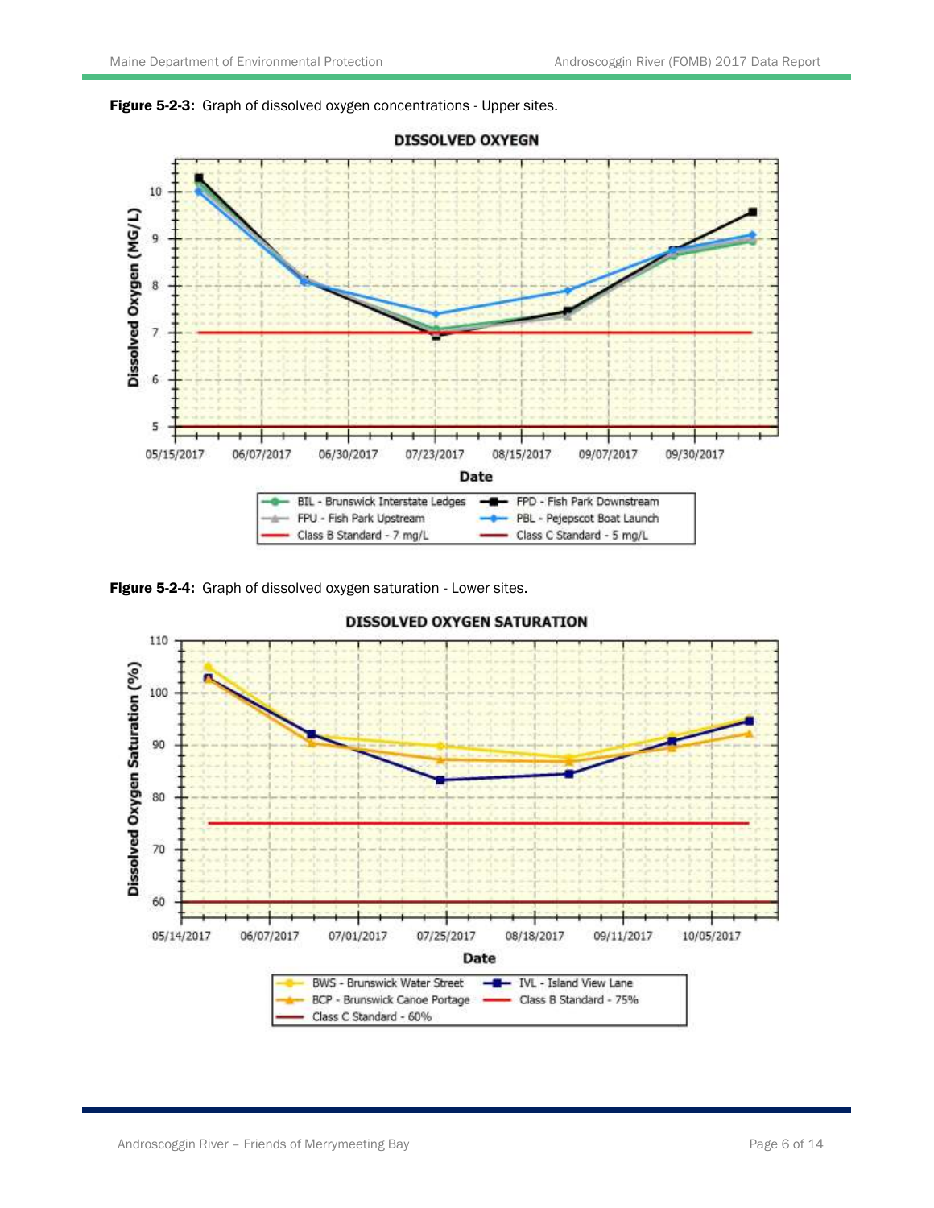**Figure 5-2-3:** Graph of dissolved oxygen concentrations - Upper sites.

**Figure 5-2-4:** Graph of dissolved oxygen saturation - Lower sites.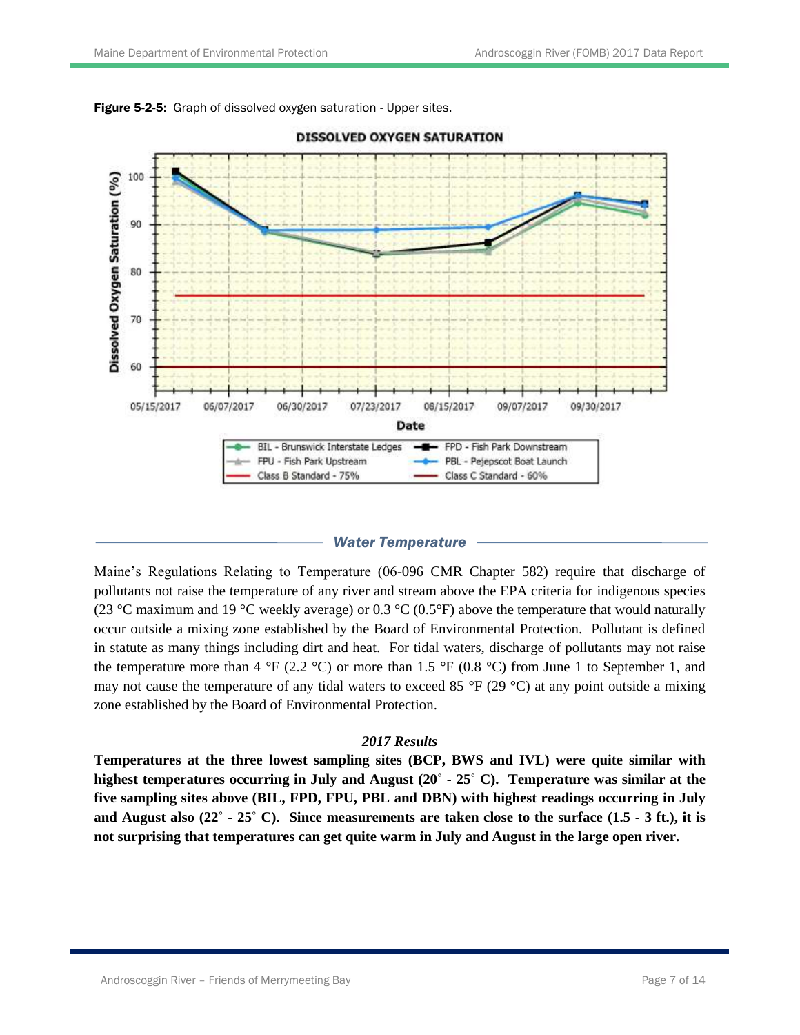**Figure 5-2-5:** Graph of dissolved oxygen saturation - Upper sites.

## Water Temperature

Maine's Regulations Relating to Temperature (06-096 CMR Chapter 582) require that discharge of pollutants not raise the temperature of any river and stream above the EPA criteria for indigenous species (23 °C maximum and 19 °C weekly average) or 0.3 °C (0.5°F) above the temperature that would naturally occur outside a mixing zone established by the Board of Environmental Protection. Pollutant is defined in statute as many things including dirt and heat. For tidal waters, discharge of pollutants may not raise the temperature more than 4 °F (2.2 °C) or more than 1.5 °F (0.8 °C) from June 1 to September 1, and may not cause the temperature of any tidal waters to exceed 85 °F (29 °C) at any point outside a mixing zone established by the Board of Environmental Protection.

### *2017 Results*

**Temperatures at the three lowest sampling sites (BCP, BWS and IVL) were quite similar with highest temperatures occurring in July and August (20˚ - 25˚ C). Temperature was similar at the five sampling sites above (BIL, FPD, FPU, PBL and DBN) with highest readings occurring in July and August also (22˚ - 25˚ C). Since measurements are taken close to the surface (1.5 - 3 ft.), it is not surprising that temperatures can get quite warm in July and August in the large open river.**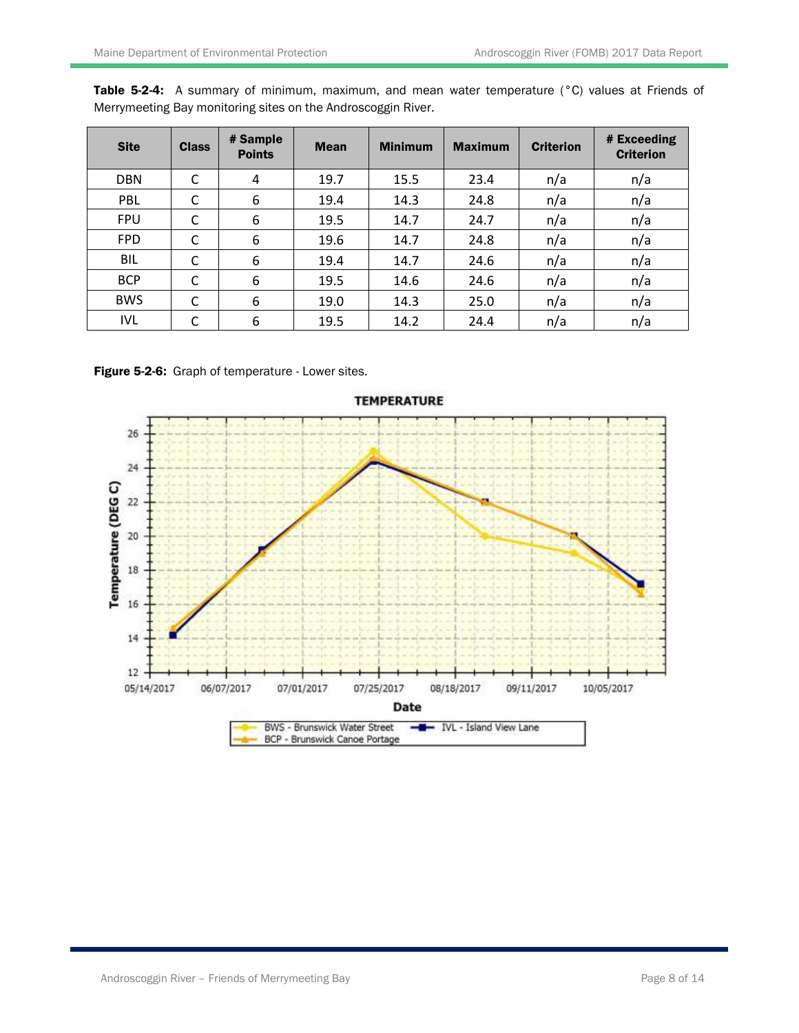**Table 5-2-4:** A summary of minimum, maximum, and mean water temperature (°C) values at Friends of Merrymeeting Bay monitoring sites on the Androscoggin River.

| Site | Class | # Sample Points | Mean | Minimum | Maximum | Criterion | # Exceeding Criterion |
|---|---|---|---|---|---|---|---|
| DBN | C | 4 | 19.7 | 15.5 | 23.4 | n/a | n/a |
| PBL | C | 6 | 19.4 | 14.3 | 24.8 | n/a | n/a |
| FPU | C | 6 | 19.5 | 14.7 | 24.7 | n/a | n/a |
| FPD | C | 6 | 19.6 | 14.7 | 24.8 | n/a | n/a |
| BIL | C | 6 | 19.4 | 14.7 | 24.6 | n/a | n/a |
| BCP | C | 6 | 19.5 | 14.6 | 24.6 | n/a | n/a |
| BWS | C | 6 | 19.0 | 14.3 | 25.0 | n/a | n/a |
| IVL | C | 6 | 19.5 | 14.2 | 24.4 | n/a | n/a |

**Figure 5-2-6:** Graph of temperature - Lower sites.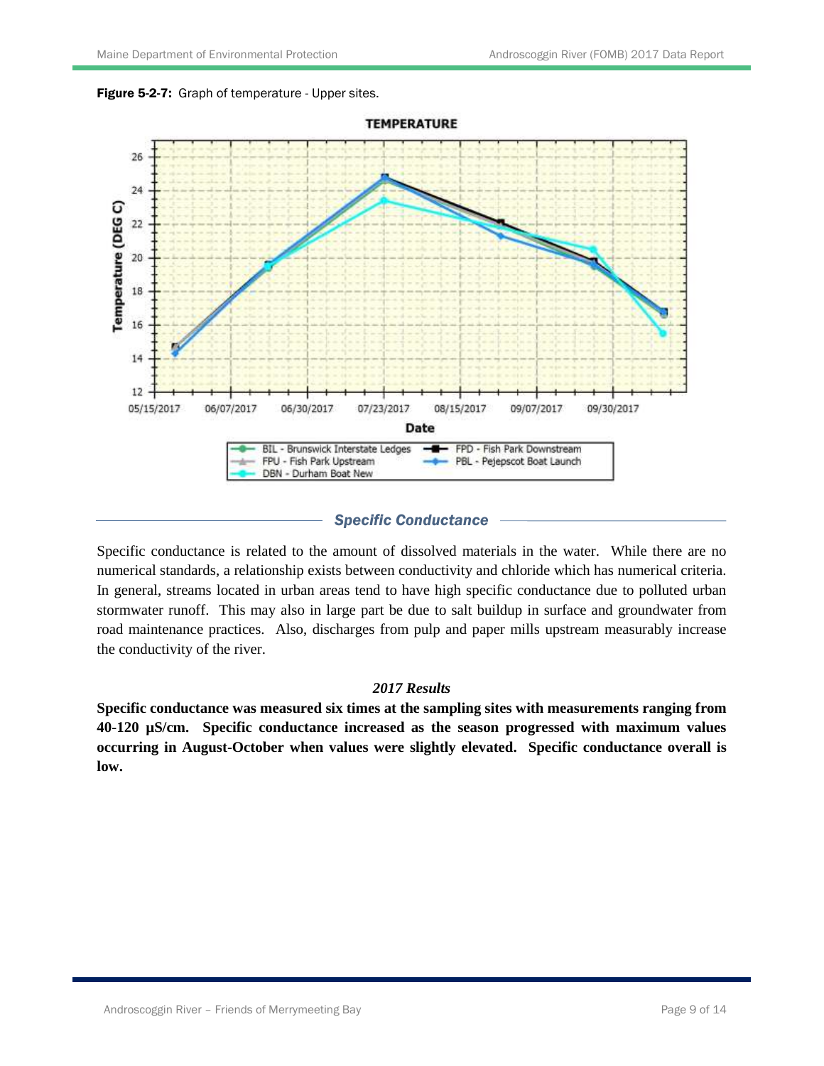**Figure 5-2-7:** Graph of temperature - Upper sites.

## Specific Conductance

Specific conductance is related to the amount of dissolved materials in the water. While there are no numerical standards, a relationship exists between conductivity and chloride which has numerical criteria. In general, streams located in urban areas tend to have high specific conductance due to polluted urban stormwater runoff. This may also in large part be due to salt buildup in surface and groundwater from road maintenance practices. Also, discharges from pulp and paper mills upstream measurably increase the conductivity of the river.

### *2017 Results*

**Specific conductance was measured six times at the sampling sites with measurements ranging from 40-120 µS/cm. Specific conductance increased as the season progressed with maximum values occurring in August-October when values were slightly elevated. Specific conductance overall is low.**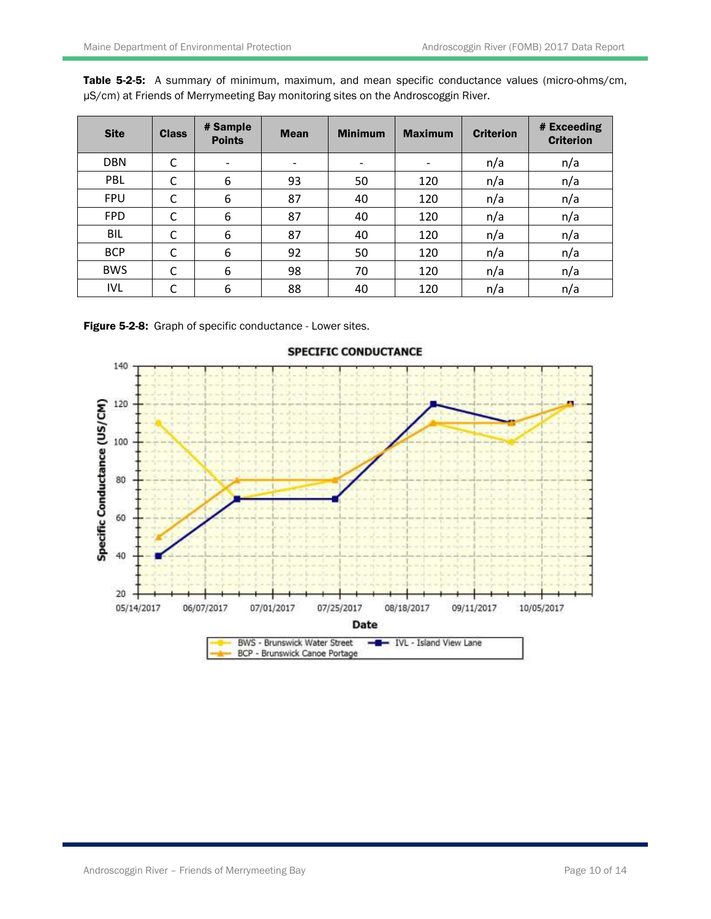**Table 5-2-5:** A summary of minimum, maximum, and mean specific conductance values (micro-ohms/cm, µS/cm) at Friends of Merrymeeting Bay monitoring sites on the Androscoggin River.

| Site | Class | # Sample Points | Mean | Minimum | Maximum | Criterion | # Exceeding Criterion |
|---|---|---|---|---|---|---|---|
| DBN | C | - | - | - | - | n/a | n/a |
| PBL | C | 6 | 93 | 50 | 120 | n/a | n/a |
| FPU | C | 6 | 87 | 40 | 120 | n/a | n/a |
| FPD | C | 6 | 87 | 40 | 120 | n/a | n/a |
| BIL | C | 6 | 87 | 40 | 120 | n/a | n/a |
| BCP | C | 6 | 92 | 50 | 120 | n/a | n/a |
| BWS | C | 6 | 98 | 70 | 120 | n/a | n/a |
| IVL | C | 6 | 88 | 40 | 120 | n/a | n/a |

**Figure 5-2-8:** Graph of specific conductance - Lower sites.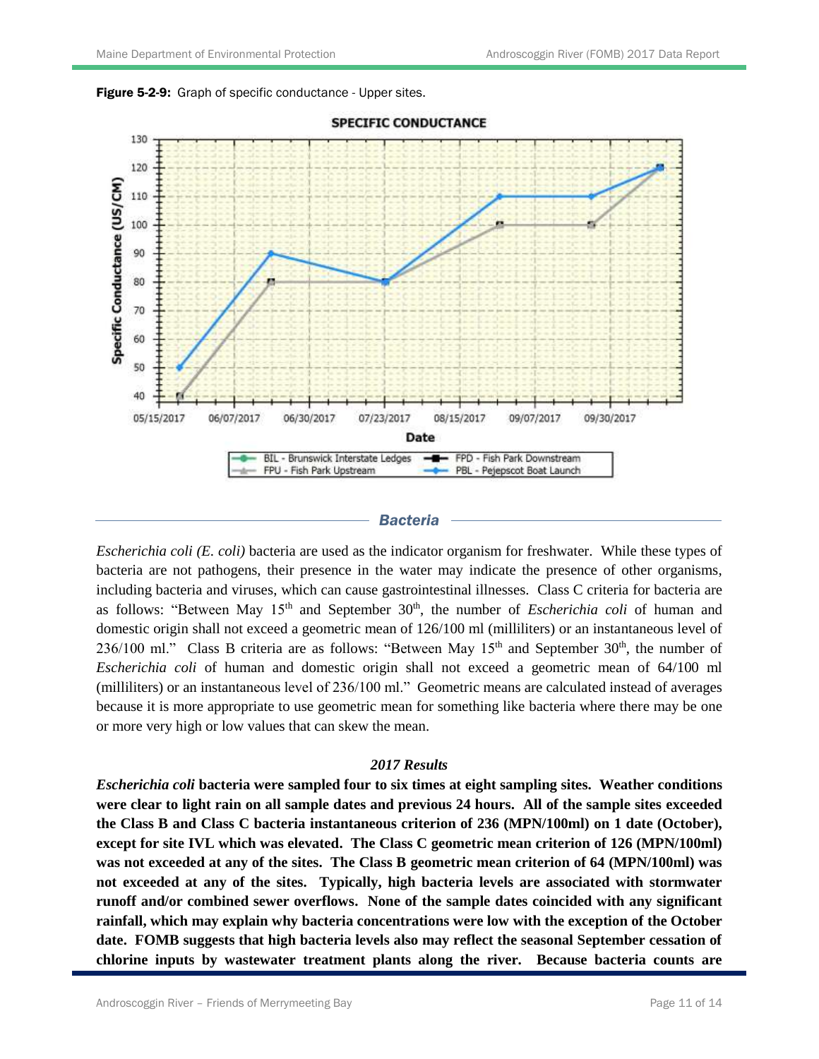**Figure 5-2-9:** Graph of specific conductance - Upper sites.

## Bacteria

*Escherichia coli (E. coli)* bacteria are used as the indicator organism for freshwater. While these types of bacteria are not pathogens, their presence in the water may indicate the presence of other organisms, including bacteria and viruses, which can cause gastrointestinal illnesses. Class C criteria for bacteria are as follows: "Between May 15th and September 30th, the number of *Escherichia coli* of human and domestic origin shall not exceed a geometric mean of 126/100 ml (milliliters) or an instantaneous level of 236/100 ml." Class B criteria are as follows: "Between May 15th and September 30th, the number of *Escherichia coli* of human and domestic origin shall not exceed a geometric mean of 64/100 ml (milliliters) or an instantaneous level of 236/100 ml." Geometric means are calculated instead of averages because it is more appropriate to use geometric mean for something like bacteria where there may be one or more very high or low values that can skew the mean.

### *2017 Results*

***Escherichia coli*** **bacteria were sampled four to six times at eight sampling sites. Weather conditions were clear to light rain on all sample dates and previous 24 hours. All of the sample sites exceeded the Class B and Class C bacteria instantaneous criterion of 236 (MPN/100ml) on 1 date (October), except for site IVL which was elevated. The Class C geometric mean criterion of 126 (MPN/100ml) was not exceeded at any of the sites. The Class B geometric mean criterion of 64 (MPN/100ml) was not exceeded at any of the sites. Typically, high bacteria levels are associated with stormwater runoff and/or combined sewer overflows. None of the sample dates coincided with any significant rainfall, which may explain why bacteria concentrations were low with the exception of the October date. FOMB suggests that high bacteria levels also may reflect the seasonal September cessation of chlorine inputs by wastewater treatment plants along the river. Because bacteria counts are**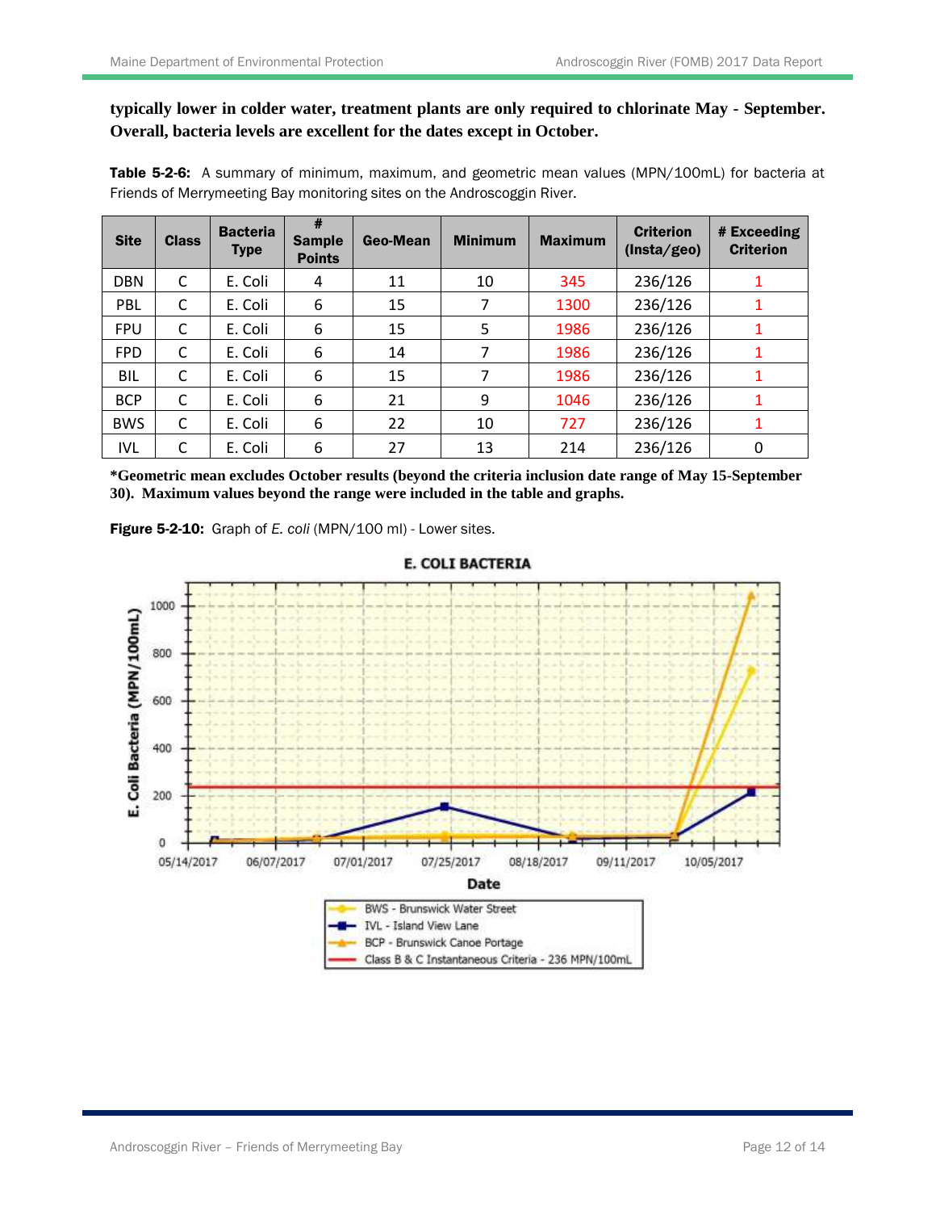**typically lower in colder water, treatment plants are only required to chlorinate May - September. Overall, bacteria levels are excellent for the dates except in October.**

**Table 5-2-6:** A summary of minimum, maximum, and geometric mean values (MPN/100mL) for bacteria at Friends of Merrymeeting Bay monitoring sites on the Androscoggin River.

| Site | Class | Bacteria Type | # Sample Points | Geo-Mean | Minimum | Maximum | Criterion (Insta/geo) | # Exceeding Criterion |
|---|---|---|---|---|---|---|---|---|
| DBN | C | E. Coli | 4 | 11 | 10 | 345 | 236/126 | 1 |
| PBL | C | E. Coli | 6 | 15 | 7 | 1300 | 236/126 | 1 |
| FPU | C | E. Coli | 6 | 15 | 5 | 1986 | 236/126 | 1 |
| FPD | C | E. Coli | 6 | 14 | 7 | 1986 | 236/126 | 1 |
| BIL | C | E. Coli | 6 | 15 | 7 | 1986 | 236/126 | 1 |
| BCP | C | E. Coli | 6 | 21 | 9 | 1046 | 236/126 | 1 |
| BWS | C | E. Coli | 6 | 22 | 10 | 727 | 236/126 | 1 |
| IVL | C | E. Coli | 6 | 27 | 13 | 214 | 236/126 | 0 |

**\*Geometric mean excludes October results (beyond the criteria inclusion date range of May 15-September 30). Maximum values beyond the range were included in the table and graphs.**

**Figure 5-2-10:** Graph of *E. coli* (MPN/100 ml) - Lower sites.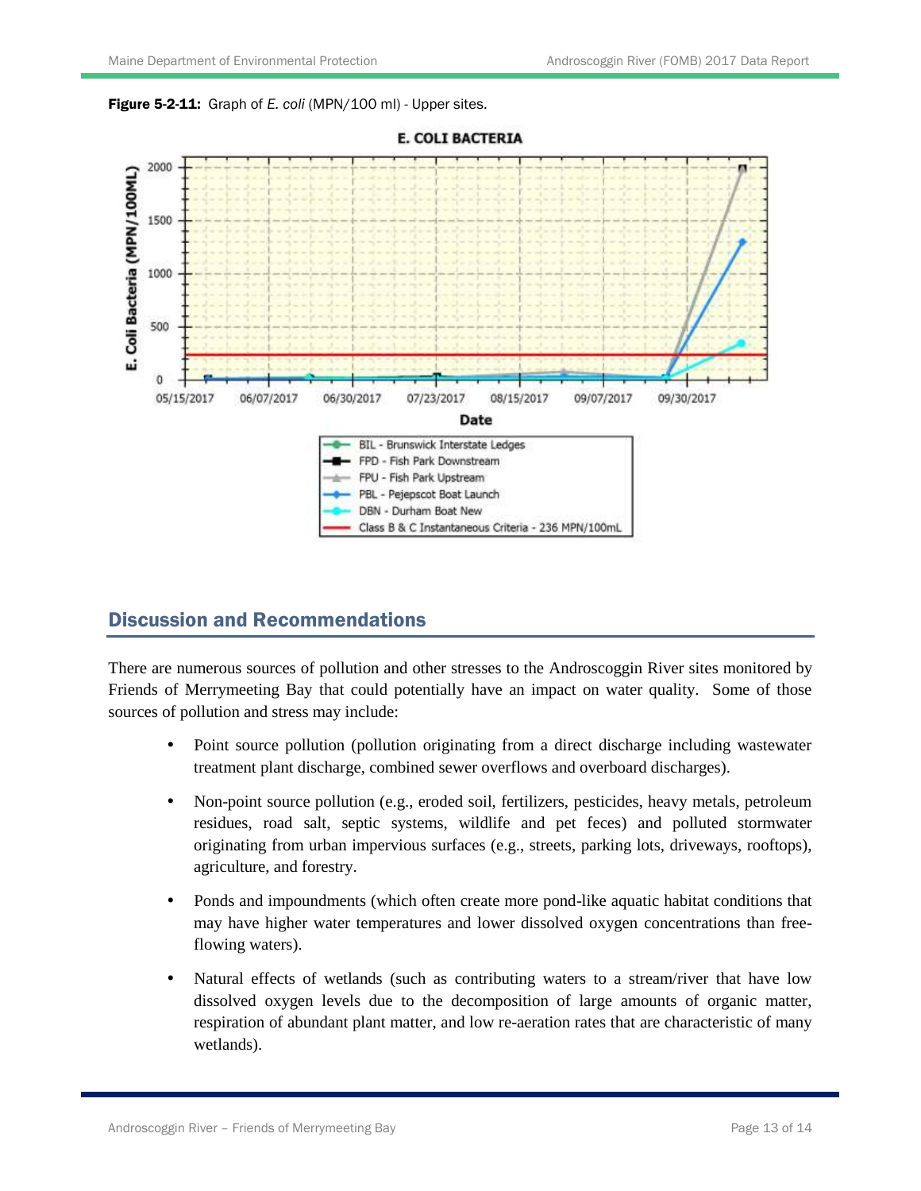**Figure 5-2-11:** Graph of *E. coli* (MPN/100 ml) - Upper sites.

## Discussion and Recommendations

There are numerous sources of pollution and other stresses to the Androscoggin River sites monitored by Friends of Merrymeeting Bay that could potentially have an impact on water quality. Some of those sources of pollution and stress may include:

- Point source pollution (pollution originating from a direct discharge including wastewater treatment plant discharge, combined sewer overflows and overboard discharges).
- Non-point source pollution (e.g., eroded soil, fertilizers, pesticides, heavy metals, petroleum residues, road salt, septic systems, wildlife and pet feces) and polluted stormwater originating from urban impervious surfaces (e.g., streets, parking lots, driveways, rooftops), agriculture, and forestry.
- Ponds and impoundments (which often create more pond-like aquatic habitat conditions that may have higher water temperatures and lower dissolved oxygen concentrations than free-flowing waters).
- Natural effects of wetlands (such as contributing waters to a stream/river that have low dissolved oxygen levels due to the decomposition of large amounts of organic matter, respiration of abundant plant matter, and low re-aeration rates that are characteristic of many wetlands).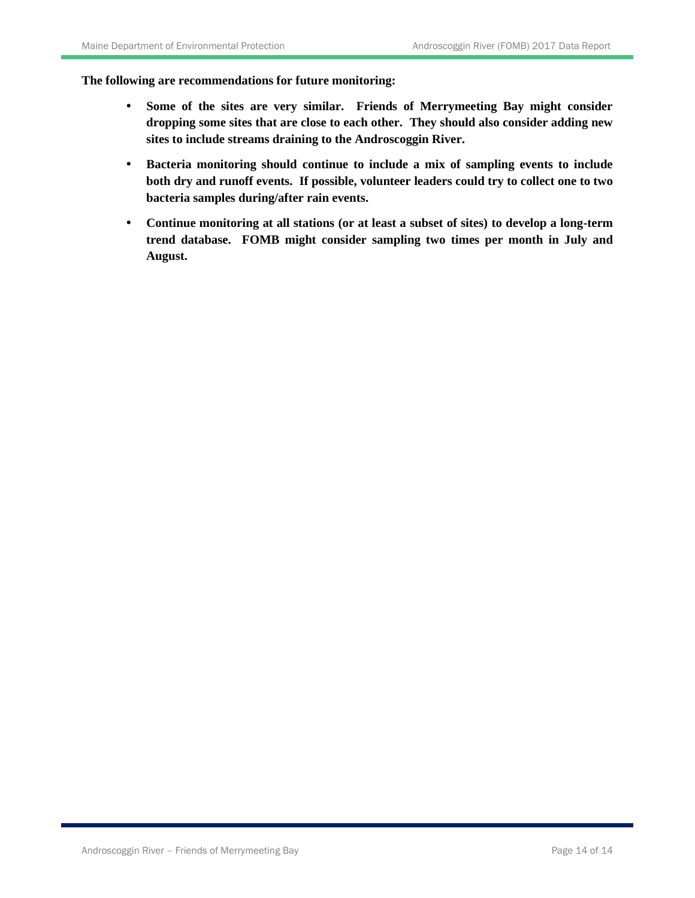**The following are recommendations for future monitoring:**

- **Some of the sites are very similar. Friends of Merrymeeting Bay might consider dropping some sites that are close to each other. They should also consider adding new sites to include streams draining to the Androscoggin River.**
- **Bacteria monitoring should continue to include a mix of sampling events to include both dry and runoff events. If possible, volunteer leaders could try to collect one to two bacteria samples during/after rain events.**
- **Continue monitoring at all stations (or at least a subset of sites) to develop a long-term trend database. FOMB might consider sampling two times per month in July and August.**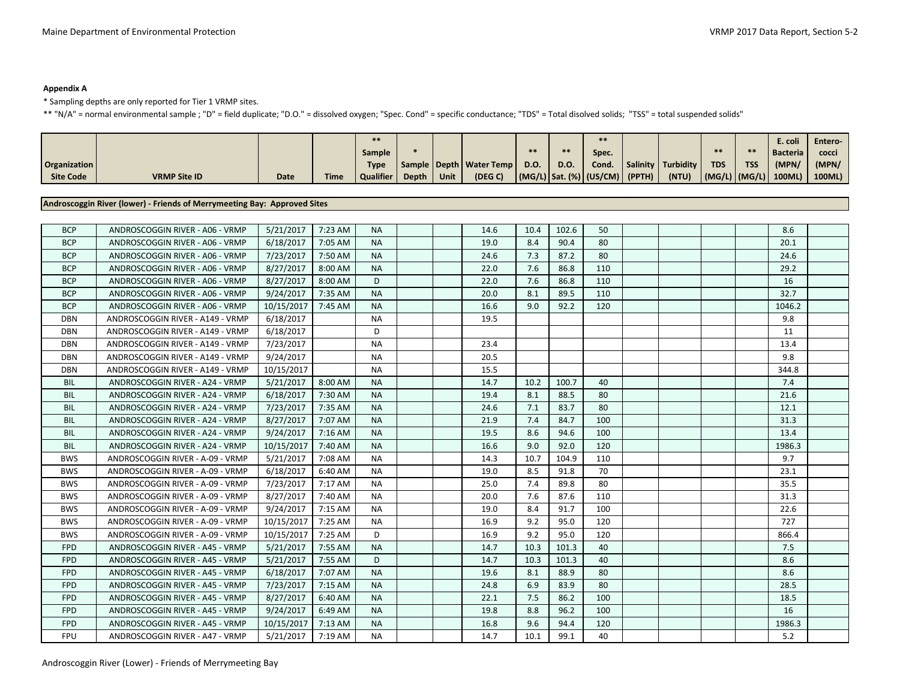**Appendix A**

\* Sampling depths are only reported for Tier 1 VRMP sites.

\*\* "N/A" = normal environmental sample ; "D" = field duplicate; "D.O." = dissolved oxygen; "Spec. Cond" = specific conductance; "TDS" = Total disolved solids; "TSS" = total suspended solids"

| Organization Site Code | VRMP Site ID | Date | Time | ** Sample Type Qualifier | * Sample Depth | Depth Unit | Water Temp (DEG C) | ** D.O. (MG/L) | ** D.O. Sat. (%) | ** Spec. Cond. (US/CM) | Salinity (PPTH) | Turbidity (NTU) | ** TDS (MG/L) | ** TSS (MG/L) | E. coli Bacteria (MPN/ 100ML) | Entero-cocci (MPN/ 100ML) |
|---|---|---|---|---|---|---|---|---|---|---|---|---|---|---|---|---|
| **Androscoggin River (lower) - Friends of Merrymeeting Bay: Approved Sites** | | | | | | | | | | | | | | | | |
| BCP | ANDROSCOGGIN RIVER - A06 - VRMP | 5/21/2017 | 7:23 AM | NA | | | 14.6 | 10.4 | 102.6 | 50 | | | | | 8.6 | |
| BCP | ANDROSCOGGIN RIVER - A06 - VRMP | 6/18/2017 | 7:05 AM | NA | | | 19.0 | 8.4 | 90.4 | 80 | | | | | 20.1 | |
| BCP | ANDROSCOGGIN RIVER - A06 - VRMP | 7/23/2017 | 7:50 AM | NA | | | 24.6 | 7.3 | 87.2 | 80 | | | | | 24.6 | |
| BCP | ANDROSCOGGIN RIVER - A06 - VRMP | 8/27/2017 | 8:00 AM | NA | | | 22.0 | 7.6 | 86.8 | 110 | | | | | 29.2 | |
| BCP | ANDROSCOGGIN RIVER - A06 - VRMP | 8/27/2017 | 8:00 AM | D | | | 22.0 | 7.6 | 86.8 | 110 | | | | | 16 | |
| BCP | ANDROSCOGGIN RIVER - A06 - VRMP | 9/24/2017 | 7:35 AM | NA | | | 20.0 | 8.1 | 89.5 | 110 | | | | | 32.7 | |
| BCP | ANDROSCOGGIN RIVER - A06 - VRMP | 10/15/2017 | 7:45 AM | NA | | | 16.6 | 9.0 | 92.2 | 120 | | | | | 1046.2 | |
| DBN | ANDROSCOGGIN RIVER - A149 - VRMP | 6/18/2017 | | NA | | | 19.5 | | | | | | | | 9.8 | |
| DBN | ANDROSCOGGIN RIVER - A149 - VRMP | 6/18/2017 | | D | | | | | | | | | | | 11 | |
| DBN | ANDROSCOGGIN RIVER - A149 - VRMP | 7/23/2017 | | NA | | | 23.4 | | | | | | | | 13.4 | |
| DBN | ANDROSCOGGIN RIVER - A149 - VRMP | 9/24/2017 | | NA | | | 20.5 | | | | | | | | 9.8 | |
| DBN | ANDROSCOGGIN RIVER - A149 - VRMP | 10/15/2017 | | NA | | | 15.5 | | | | | | | | 344.8 | |
| BIL | ANDROSCOGGIN RIVER - A24 - VRMP | 5/21/2017 | 8:00 AM | NA | | | 14.7 | 10.2 | 100.7 | 40 | | | | | 7.4 | |
| BIL | ANDROSCOGGIN RIVER - A24 - VRMP | 6/18/2017 | 7:30 AM | NA | | | 19.4 | 8.1 | 88.5 | 80 | | | | | 21.6 | |
| BIL | ANDROSCOGGIN RIVER - A24 - VRMP | 7/23/2017 | 7:35 AM | NA | | | 24.6 | 7.1 | 83.7 | 80 | | | | | 12.1 | |
| BIL | ANDROSCOGGIN RIVER - A24 - VRMP | 8/27/2017 | 7:07 AM | NA | | | 21.9 | 7.4 | 84.7 | 100 | | | | | 31.3 | |
| BIL | ANDROSCOGGIN RIVER - A24 - VRMP | 9/24/2017 | 7:16 AM | NA | | | 19.5 | 8.6 | 94.6 | 100 | | | | | 13.4 | |
| BIL | ANDROSCOGGIN RIVER - A24 - VRMP | 10/15/2017 | 7:40 AM | NA | | | 16.6 | 9.0 | 92.0 | 120 | | | | | 1986.3 | |
| BWS | ANDROSCOGGIN RIVER - A-09 - VRMP | 5/21/2017 | 7:08 AM | NA | | | 14.3 | 10.7 | 104.9 | 110 | | | | | 9.7 | |
| BWS | ANDROSCOGGIN RIVER - A-09 - VRMP | 6/18/2017 | 6:40 AM | NA | | | 19.0 | 8.5 | 91.8 | 70 | | | | | 23.1 | |
| BWS | ANDROSCOGGIN RIVER - A-09 - VRMP | 7/23/2017 | 7:17 AM | NA | | | 25.0 | 7.4 | 89.8 | 80 | | | | | 35.5 | |
| BWS | ANDROSCOGGIN RIVER - A-09 - VRMP | 8/27/2017 | 7:40 AM | NA | | | 20.0 | 7.6 | 87.6 | 110 | | | | | 31.3 | |
| BWS | ANDROSCOGGIN RIVER - A-09 - VRMP | 9/24/2017 | 7:15 AM | NA | | | 19.0 | 8.4 | 91.7 | 100 | | | | | 22.6 | |
| BWS | ANDROSCOGGIN RIVER - A-09 - VRMP | 10/15/2017 | 7:25 AM | NA | | | 16.9 | 9.2 | 95.0 | 120 | | | | | 727 | |
| BWS | ANDROSCOGGIN RIVER - A-09 - VRMP | 10/15/2017 | 7:25 AM | D | | | 16.9 | 9.2 | 95.0 | 120 | | | | | 866.4 | |
| FPD | ANDROSCOGGIN RIVER - A45 - VRMP | 5/21/2017 | 7:55 AM | NA | | | 14.7 | 10.3 | 101.3 | 40 | | | | | 7.5 | |
| FPD | ANDROSCOGGIN RIVER - A45 - VRMP | 5/21/2017 | 7:55 AM | D | | | 14.7 | 10.3 | 101.3 | 40 | | | | | 8.6 | |
| FPD | ANDROSCOGGIN RIVER - A45 - VRMP | 6/18/2017 | 7:07 AM | NA | | | 19.6 | 8.1 | 88.9 | 80 | | | | | 8.6 | |
| FPD | ANDROSCOGGIN RIVER - A45 - VRMP | 7/23/2017 | 7:15 AM | NA | | | 24.8 | 6.9 | 83.9 | 80 | | | | | 28.5 | |
| FPD | ANDROSCOGGIN RIVER - A45 - VRMP | 8/27/2017 | 6:40 AM | NA | | | 22.1 | 7.5 | 86.2 | 100 | | | | | 18.5 | |
| FPD | ANDROSCOGGIN RIVER - A45 - VRMP | 9/24/2017 | 6:49 AM | NA | | | 19.8 | 8.8 | 96.2 | 100 | | | | | 16 | |
| FPD | ANDROSCOGGIN RIVER - A45 - VRMP | 10/15/2017 | 7:13 AM | NA | | | 16.8 | 9.6 | 94.4 | 120 | | | | | 1986.3 | |
| FPU | ANDROSCOGGIN RIVER - A47 - VRMP | 5/21/2017 | 7:19 AM | NA | | | 14.7 | 10.1 | 99.1 | 40 | | | | | 5.2 | |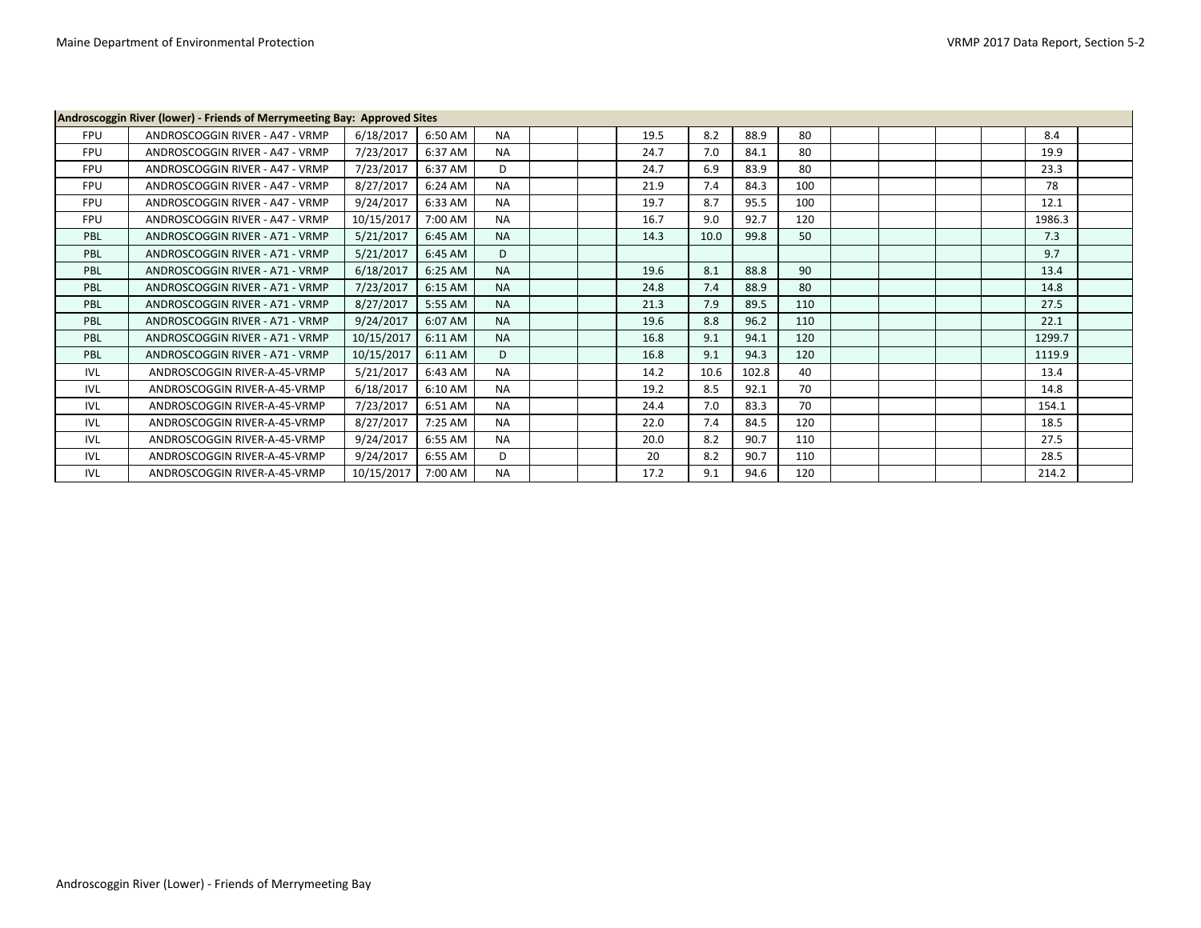**Androscoggin River (lower) - Friends of Merrymeeting Bay: Approved Sites**

| | | | | | | | | | | | | | | | | |
|---|---|---|---|---|---|---|---|---|---|---|---|---|---|---|---|---|
| FPU | ANDROSCOGGIN RIVER - A47 - VRMP | 6/18/2017 | 6:50 AM | NA | | | 19.5 | 8.2 | 88.9 | 80 | | | | | 8.4 | |
| FPU | ANDROSCOGGIN RIVER - A47 - VRMP | 7/23/2017 | 6:37 AM | NA | | | 24.7 | 7.0 | 84.1 | 80 | | | | | 19.9 | |
| FPU | ANDROSCOGGIN RIVER - A47 - VRMP | 7/23/2017 | 6:37 AM | D | | | 24.7 | 6.9 | 83.9 | 80 | | | | | 23.3 | |
| FPU | ANDROSCOGGIN RIVER - A47 - VRMP | 8/27/2017 | 6:24 AM | NA | | | 21.9 | 7.4 | 84.3 | 100 | | | | | 78 | |
| FPU | ANDROSCOGGIN RIVER - A47 - VRMP | 9/24/2017 | 6:33 AM | NA | | | 19.7 | 8.7 | 95.5 | 100 | | | | | 12.1 | |
| FPU | ANDROSCOGGIN RIVER - A47 - VRMP | 10/15/2017 | 7:00 AM | NA | | | 16.7 | 9.0 | 92.7 | 120 | | | | | 1986.3 | |
| PBL | ANDROSCOGGIN RIVER - A71 - VRMP | 5/21/2017 | 6:45 AM | NA | | | 14.3 | 10.0 | 99.8 | 50 | | | | | 7.3 | |
| PBL | ANDROSCOGGIN RIVER - A71 - VRMP | 5/21/2017 | 6:45 AM | D | | | | | | | | | | | 9.7 | |
| PBL | ANDROSCOGGIN RIVER - A71 - VRMP | 6/18/2017 | 6:25 AM | NA | | | 19.6 | 8.1 | 88.8 | 90 | | | | | 13.4 | |
| PBL | ANDROSCOGGIN RIVER - A71 - VRMP | 7/23/2017 | 6:15 AM | NA | | | 24.8 | 7.4 | 88.9 | 80 | | | | | 14.8 | |
| PBL | ANDROSCOGGIN RIVER - A71 - VRMP | 8/27/2017 | 5:55 AM | NA | | | 21.3 | 7.9 | 89.5 | 110 | | | | | 27.5 | |
| PBL | ANDROSCOGGIN RIVER - A71 - VRMP | 9/24/2017 | 6:07 AM | NA | | | 19.6 | 8.8 | 96.2 | 110 | | | | | 22.1 | |
| PBL | ANDROSCOGGIN RIVER - A71 - VRMP | 10/15/2017 | 6:11 AM | NA | | | 16.8 | 9.1 | 94.1 | 120 | | | | | 1299.7 | |
| PBL | ANDROSCOGGIN RIVER - A71 - VRMP | 10/15/2017 | 6:11 AM | D | | | 16.8 | 9.1 | 94.3 | 120 | | | | | 1119.9 | |
| IVL | ANDROSCOGGIN RIVER-A-45-VRMP | 5/21/2017 | 6:43 AM | NA | | | 14.2 | 10.6 | 102.8 | 40 | | | | | 13.4 | |
| IVL | ANDROSCOGGIN RIVER-A-45-VRMP | 6/18/2017 | 6:10 AM | NA | | | 19.2 | 8.5 | 92.1 | 70 | | | | | 14.8 | |
| IVL | ANDROSCOGGIN RIVER-A-45-VRMP | 7/23/2017 | 6:51 AM | NA | | | 24.4 | 7.0 | 83.3 | 70 | | | | | 154.1 | |
| IVL | ANDROSCOGGIN RIVER-A-45-VRMP | 8/27/2017 | 7:25 AM | NA | | | 22.0 | 7.4 | 84.5 | 120 | | | | | 18.5 | |
| IVL | ANDROSCOGGIN RIVER-A-45-VRMP | 9/24/2017 | 6:55 AM | NA | | | 20.0 | 8.2 | 90.7 | 110 | | | | | 27.5 | |
| IVL | ANDROSCOGGIN RIVER-A-45-VRMP | 9/24/2017 | 6:55 AM | D | | | 20 | 8.2 | 90.7 | 110 | | | | | 28.5 | |
| IVL | ANDROSCOGGIN RIVER-A-45-VRMP | 10/15/2017 | 7:00 AM | NA | | | 17.2 | 9.1 | 94.6 | 120 | | | | | 214.2 | |